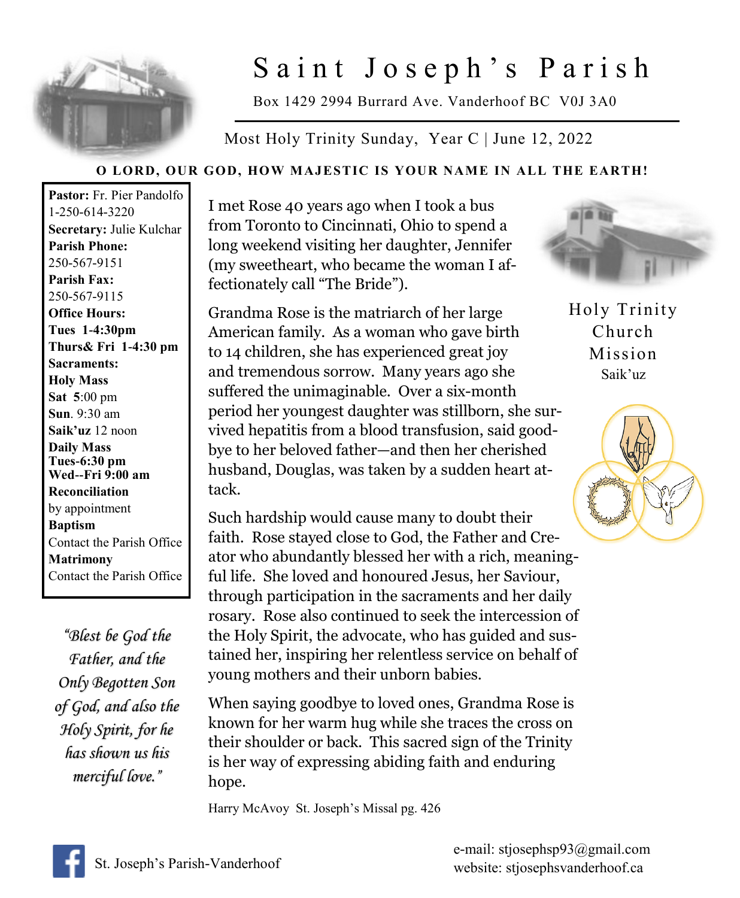# Saint Joseph's Parish

Box 1429 2994 Burrard Ave. Vanderhoof BC V0J 3A0

Most Holy Trinity Sunday, Year C | June 12, 2022

**O LORD, OUR GOD, HOW MAJESTIC IS YOUR NAME IN ALL THE EARTH!**

**Pastor:** Fr. Pier Pandolfo
1-250-614-3220
**Secretary:** Julie Kulchar
**Parish Phone:**
250-567-9151
**Parish Fax:**
250-567-9115
**Office Hours:**
**Tues 1-4:30pm**
**Thurs& Fri 1-4:30 pm**
**Sacraments:**
**Holy Mass**
**Sat 5**:00 pm
**Sun**. 9:30 am
**Saik'uz** 12 noon
**Daily Mass**
**Tues-6:30 pm**
**Wed--Fri 9:00 am**
**Reconciliation**
by appointment
**Baptism**
Contact the Parish Office
**Matrimony**
Contact the Parish Office

*"Blest be God the Father, and the Only Begotten Son of God, and also the Holy Spirit, for he has shown us his merciful love."*

I met Rose 40 years ago when I took a bus from Toronto to Cincinnati, Ohio to spend a long weekend visiting her daughter, Jennifer (my sweetheart, who became the woman I affectionately call "The Bride").

Grandma Rose is the matriarch of her large American family. As a woman who gave birth to 14 children, she has experienced great joy and tremendous sorrow. Many years ago she suffered the unimaginable. Over a six-month period her youngest daughter was stillborn, she survived hepatitis from a blood transfusion, said goodbye to her beloved father—and then her cherished husband, Douglas, was taken by a sudden heart attack.

Such hardship would cause many to doubt their faith. Rose stayed close to God, the Father and Creator who abundantly blessed her with a rich, meaningful life. She loved and honoured Jesus, her Saviour, through participation in the sacraments and her daily rosary. Rose also continued to seek the intercession of the Holy Spirit, the advocate, who has guided and sustained her, inspiring her relentless service on behalf of young mothers and their unborn babies.

When saying goodbye to loved ones, Grandma Rose is known for her warm hug while she traces the cross on their shoulder or back. This sacred sign of the Trinity is her way of expressing abiding faith and enduring hope.

Harry McAvoy St. Joseph's Missal pg. 426

Holy Trinity Church Mission
Saik'uz

St. Joseph's Parish-Vanderhoof

e-mail: stjosephsp93@gmail.com
website: stjosephsvanderhoof.ca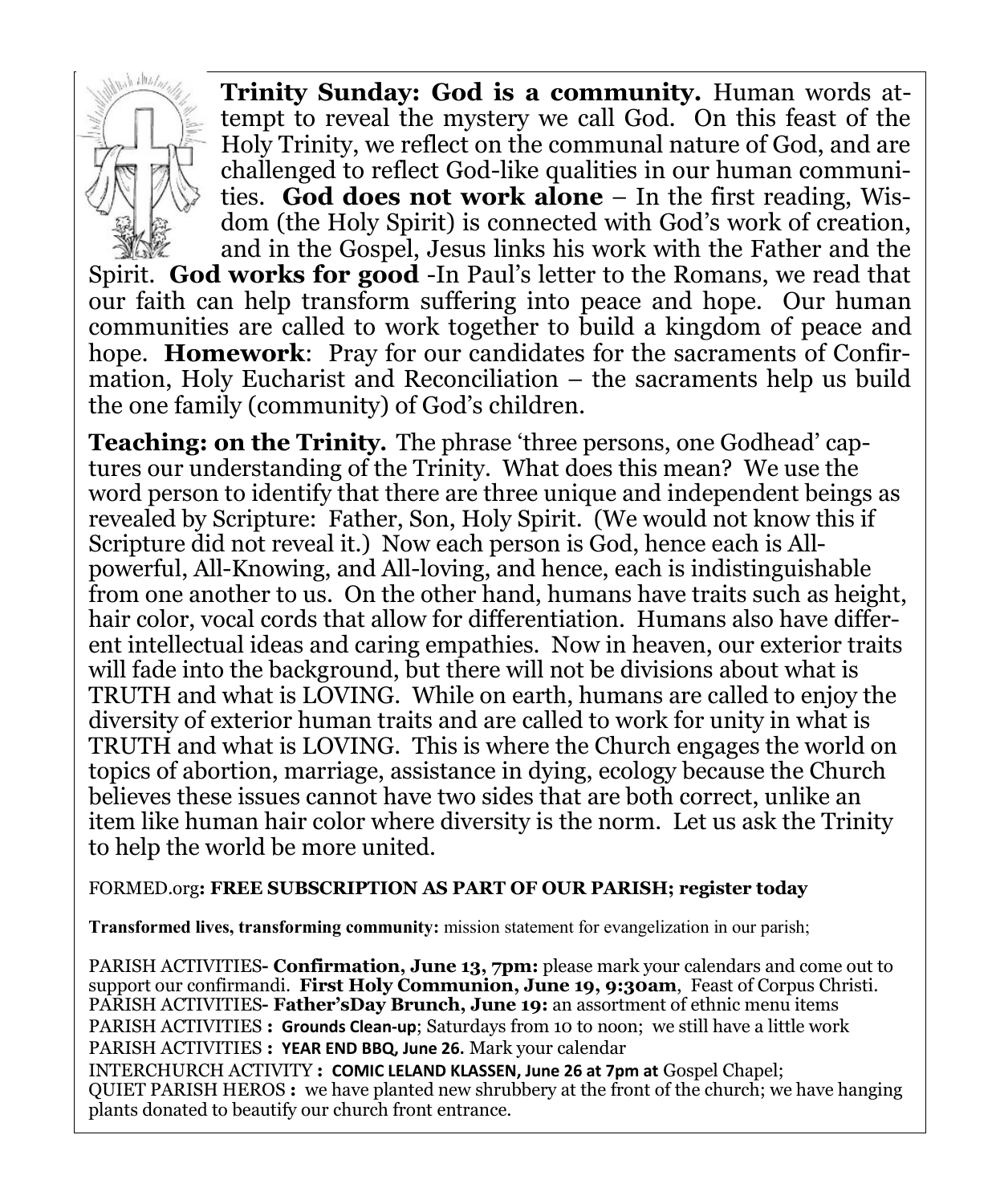**Trinity Sunday: God is a community.** Human words attempt to reveal the mystery we call God. On this feast of the Holy Trinity, we reflect on the communal nature of God, and are challenged to reflect God-like qualities in our human communities. **God does not work alone** – In the first reading, Wisdom (the Holy Spirit) is connected with God's work of creation, and in the Gospel, Jesus links his work with the Father and the Spirit. **God works for good** -In Paul's letter to the Romans, we read that our faith can help transform suffering into peace and hope. Our human communities are called to work together to build a kingdom of peace and hope. **Homework**: Pray for our candidates for the sacraments of Confirmation, Holy Eucharist and Reconciliation – the sacraments help us build the one family (community) of God's children.

**Teaching: on the Trinity.** The phrase 'three persons, one Godhead' captures our understanding of the Trinity. What does this mean? We use the word person to identify that there are three unique and independent beings as revealed by Scripture: Father, Son, Holy Spirit. (We would not know this if Scripture did not reveal it.) Now each person is God, hence each is All-powerful, All-Knowing, and All-loving, and hence, each is indistinguishable from one another to us. On the other hand, humans have traits such as height, hair color, vocal cords that allow for differentiation. Humans also have different intellectual ideas and caring empathies. Now in heaven, our exterior traits will fade into the background, but there will not be divisions about what is TRUTH and what is LOVING. While on earth, humans are called to enjoy the diversity of exterior human traits and are called to work for unity in what is TRUTH and what is LOVING. This is where the Church engages the world on topics of abortion, marriage, assistance in dying, ecology because the Church believes these issues cannot have two sides that are both correct, unlike an item like human hair color where diversity is the norm. Let us ask the Trinity to help the world be more united.

FORMED.org**: FREE SUBSCRIPTION AS PART OF OUR PARISH; register today**

**Transformed lives, transforming community:** mission statement for evangelization in our parish;

PARISH ACTIVITIES**- Confirmation, June 13, 7pm:** please mark your calendars and come out to support our confirmandi. **First Holy Communion, June 19, 9:30am**, Feast of Corpus Christi.
PARISH ACTIVITIES**- Father'sDay Brunch, June 19:** an assortment of ethnic menu items
PARISH ACTIVITIES **: Grounds Clean-up**; Saturdays from 10 to noon; we still have a little work
PARISH ACTIVITIES **: YEAR END BBQ, June 26.** Mark your calendar
INTERCHURCH ACTIVITY **: COMIC LELAND KLASSEN, June 26 at 7pm at** Gospel Chapel;
QUIET PARISH HEROS **:** we have planted new shrubbery at the front of the church; we have hanging plants donated to beautify our church front entrance.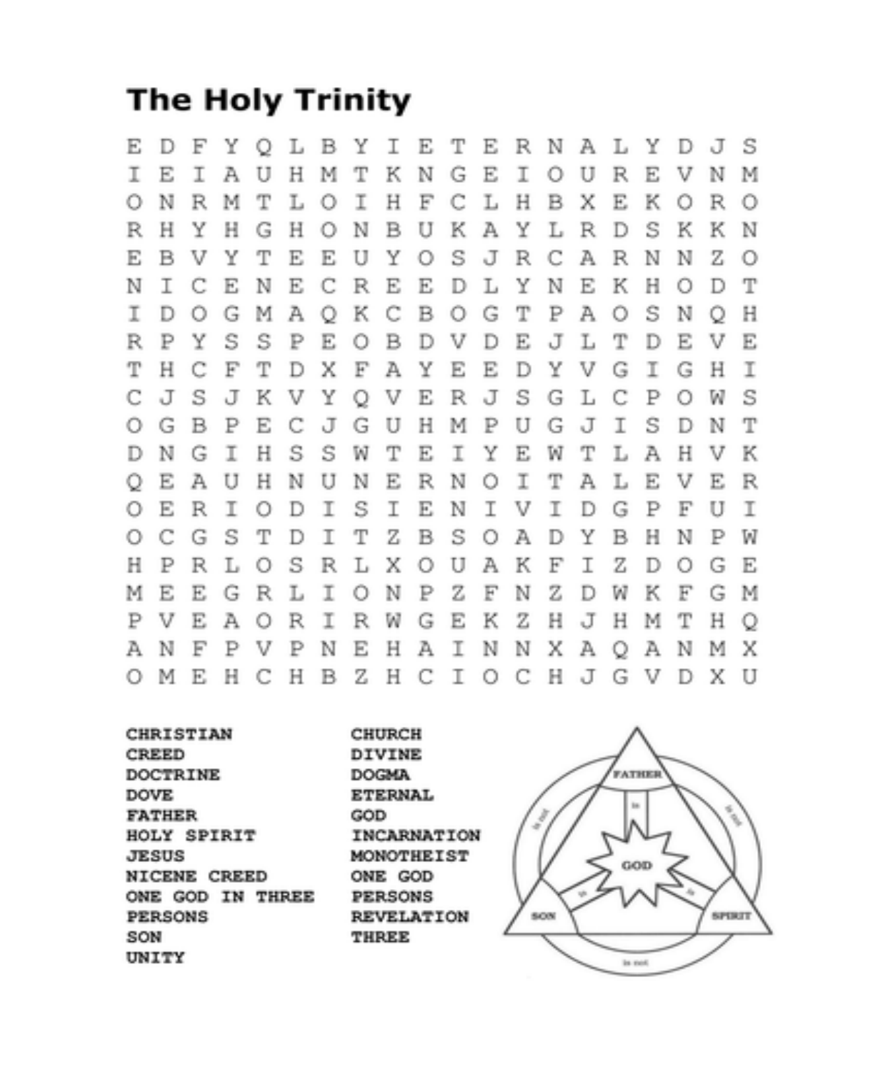# The Holy Trinity

```
E D F Y Q L B Y I E T E R N A L Y D J S
I E I A U H M T K N G E I O U R E V N M
O N R M T L O I H F C L H B X E K O R O
R H Y H G H O N B U K A Y L R D S K K N
E B V Y T E E U Y O S J R C A R N N Z O
N I C E N E C R E E D L Y N E K H O D T
I D O G M A Q K C B O G T P A O S N Q H
R P Y S S P E O B D V D E J L T D E V E
T H C F T D X F A Y E E D Y V G I G H I
C J S J K V Y Q V E R J S G L C P O W S
O G B P E C J G U H M P U G J I S D N T
D N G I H S S W T E I Y E W T L A H V K
Q E A U H N U N E R N O I T A L E V E R
O E R I O D I S I E N I V I D G P F U I
O C G S T D I T Z B S O A D Y B H N P W
H P R L O S R L X O U A K F I Z D O G E
M E E G R L I O N P Z F N Z D W K F G M
P V E A O R I R W G E K Z H J H M T H Q
A N F P V P N E H A I N N X A Q A N M X
O M E H C H B Z H C I O C H J G V D X U
```

| | |
|---|---|
| **CHRISTIAN** | **CHURCH** |
| **CREED** | **DIVINE** |
| **DOCTRINE** | **DOGMA** |
| **DOVE** | **ETERNAL** |
| **FATHER** | **GOD** |
| **HOLY SPIRIT** | **INCARNATION** |
| **JESUS** | **MONOTHEIST** |
| **NICENE CREED** | **ONE GOD** |
| **ONE GOD IN THREE PERSONS** | **PERSONS** |
| **SON** | **REVELATION** |
| **UNITY** | **THREE** |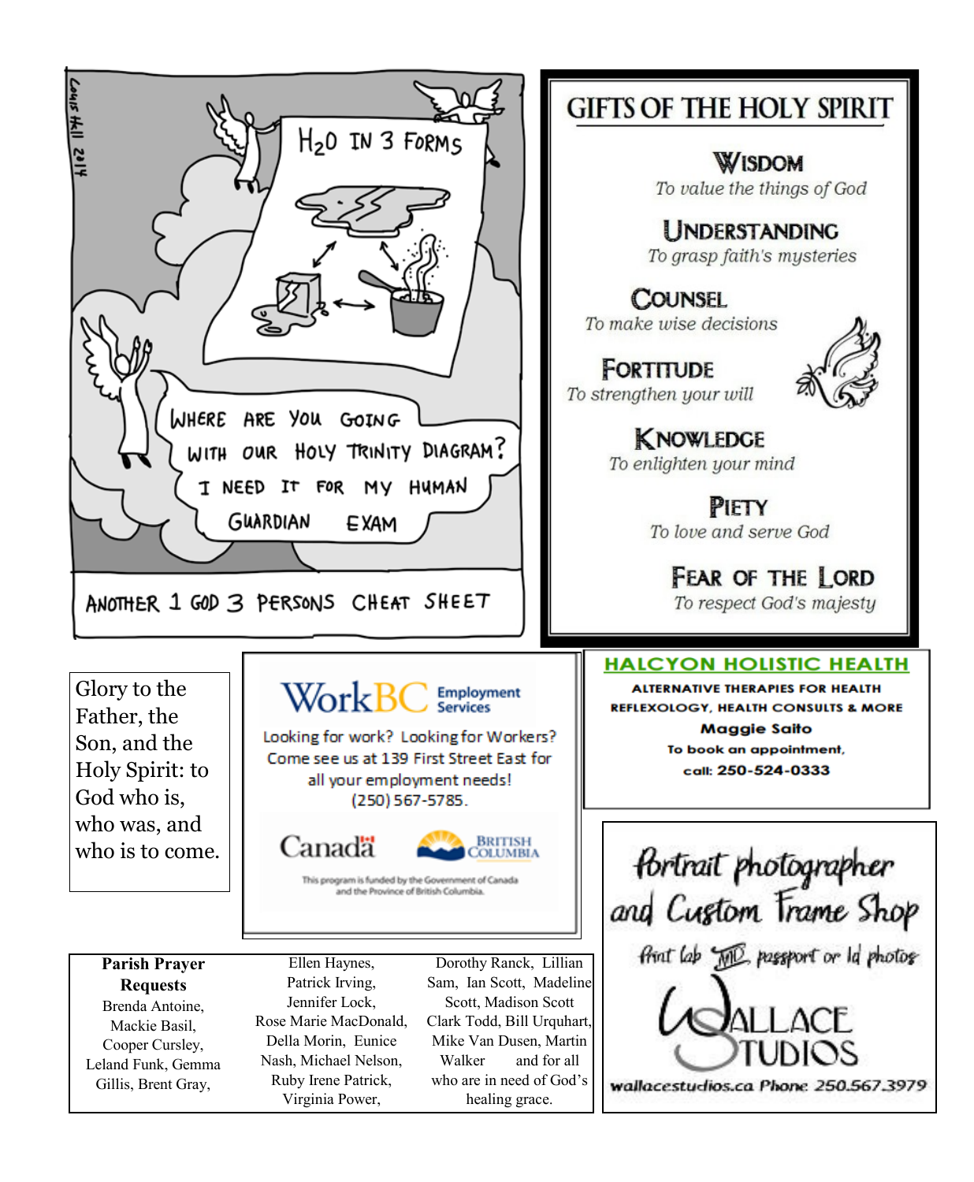Louis Hall 2014

$H_2O$ IN 3 FORMS

WHERE ARE YOU GOING WITH OUR HOLY TRINITY DIAGRAM? I NEED IT FOR MY HUMAN GUARDIAN EXAM

ANOTHER 1 GOD 3 PERSONS CHEAT SHEET

## GIFTS OF THE HOLY SPIRIT

**WISDOM**
*To value the things of God*

**UNDERSTANDING**
*To grasp faith's mysteries*

**COUNSEL**
*To make wise decisions*

**FORTITUDE**
*To strengthen your will*

**KNOWLEDGE**
*To enlighten your mind*

**PIETY**
*To love and serve God*

**FEAR OF THE LORD**
*To respect God's majesty*

Glory to the Father, the Son, and the Holy Spirit: to God who is, who was, and who is to come.

**WorkBC** Employment Services

Looking for work? Looking for Workers? Come see us at 139 First Street East for all your employment needs! (250) 567-5785.

Canada | British Columbia

This program is funded by the Government of Canada and the Province of British Columbia.

**HALCYON HOLISTIC HEALTH**

ALTERNATIVE THERAPIES FOR HEALTH
REFLEXOLOGY, HEALTH CONSULTS & MORE
**Maggie Saito**
To book an appointment,
call: **250-524-0333**

**Parish Prayer Requests**

Brenda Antoine, Mackie Basil, Cooper Cursley, Leland Funk, Gemma Gillis, Brent Gray, Ellen Haynes, Patrick Irving, Jennifer Lock, Rose Marie MacDonald, Della Morin, Eunice Nash, Michael Nelson, Ruby Irene Patrick, Virginia Power, Dorothy Ranck, Lillian Sam, Ian Scott, Madeline Scott, Madison Scott Clark Todd, Bill Urquhart, Mike Van Dusen, Martin Walker and for all who are in need of God's healing grace.

Portrait photographer and Custom Frame Shop

Print lab, passport or Id photos

WALLACE STUDIOS

wallacestudios.ca Phone 250.567.3979